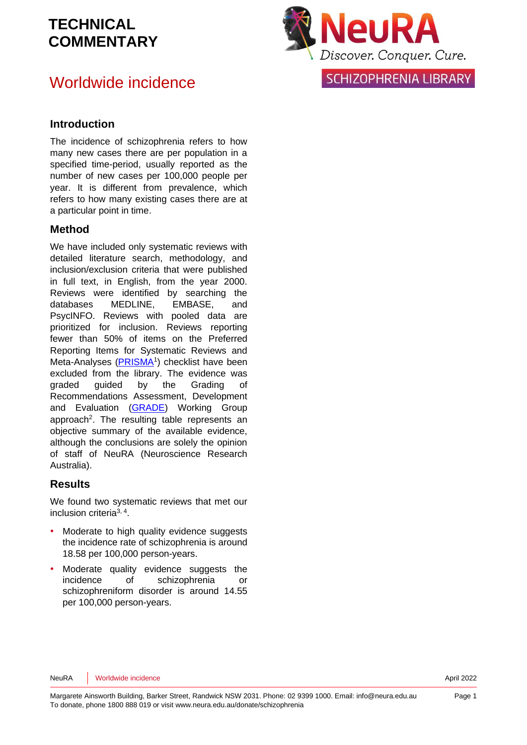# TECHNICAL COMMENTARY

NeuRA
Discover. Conquer. Cure.

SCHIZOPHRENIA LIBRARY

## Worldwide incidence

### Introduction

The incidence of schizophrenia refers to how many new cases there are per population in a specified time-period, usually reported as the number of new cases per 100,000 people per year. It is different from prevalence, which refers to how many existing cases there are at a particular point in time.

### Method

We have included only systematic reviews with detailed literature search, methodology, and inclusion/exclusion criteria that were published in full text, in English, from the year 2000. Reviews were identified by searching the databases MEDLINE, EMBASE, and PsycINFO. Reviews with pooled data are prioritized for inclusion. Reviews reporting fewer than 50% of items on the Preferred Reporting Items for Systematic Reviews and Meta-Analyses (PRISMA[1]) checklist have been excluded from the library. The evidence was graded guided by the Grading of Recommendations Assessment, Development and Evaluation (GRADE) Working Group approach[2]. The resulting table represents an objective summary of the available evidence, although the conclusions are solely the opinion of staff of NeuRA (Neuroscience Research Australia).

### Results

We found two systematic reviews that met our inclusion criteria[3, 4].

- Moderate to high quality evidence suggests the incidence rate of schizophrenia is around 18.58 per 100,000 person-years.
- Moderate quality evidence suggests the incidence of schizophrenia or schizophreniform disorder is around 14.55 per 100,000 person-years.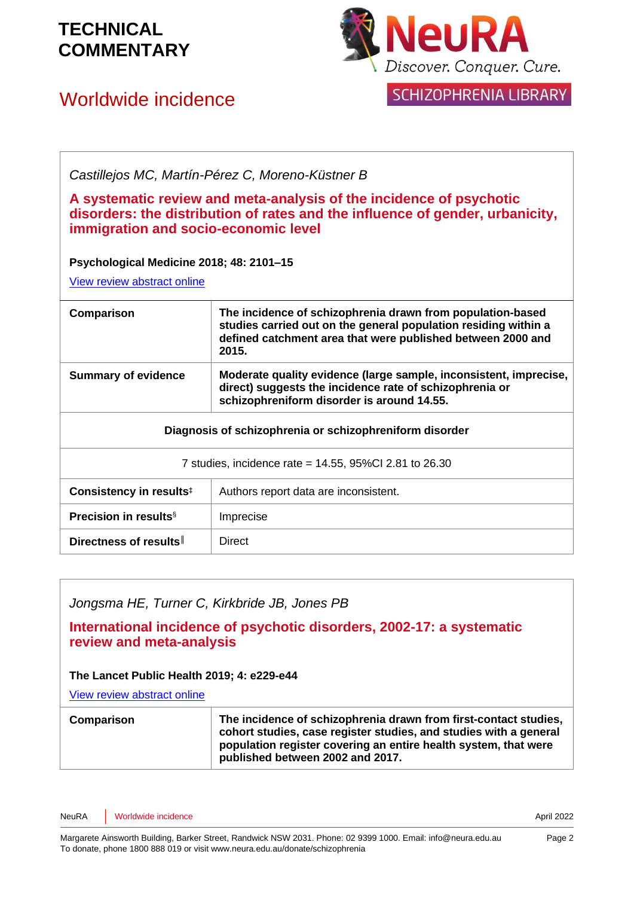# TECHNICAL COMMENTARY

## Worldwide incidence

*Castillejos MC, Martín-Pérez C, Moreno-Küstner B*

### A systematic review and meta-analysis of the incidence of psychotic disorders: the distribution of rates and the influence of gender, urbanicity, immigration and socio-economic level

**Psychological Medicine 2018; 48: 2101–15**

View review abstract online

| **Comparison** | **The incidence of schizophrenia drawn from population-based studies carried out on the general population residing within a defined catchment area that were published between 2000 and 2015.** |
|---|---|
| **Summary of evidence** | **Moderate quality evidence (large sample, inconsistent, imprecise, direct) suggests the incidence rate of schizophrenia or schizophreniform disorder is around 14.55.** |
| **Diagnosis of schizophrenia or schizophreniform disorder** | |
| 7 studies, incidence rate = 14.55, 95%CI 2.81 to 26.30 | |
| **Consistency in results**‡ | Authors report data are inconsistent. |
| **Precision in results**§ | Imprecise |
| **Directness of results**‖ | Direct |

*Jongsma HE, Turner C, Kirkbride JB, Jones PB*

### International incidence of psychotic disorders, 2002-17: a systematic review and meta-analysis

**The Lancet Public Health 2019; 4: e229-e44**

View review abstract online

| **Comparison** | **The incidence of schizophrenia drawn from first-contact studies, cohort studies, case register studies, and studies with a general population register covering an entire health system, that were published between 2002 and 2017.** |
|---|---|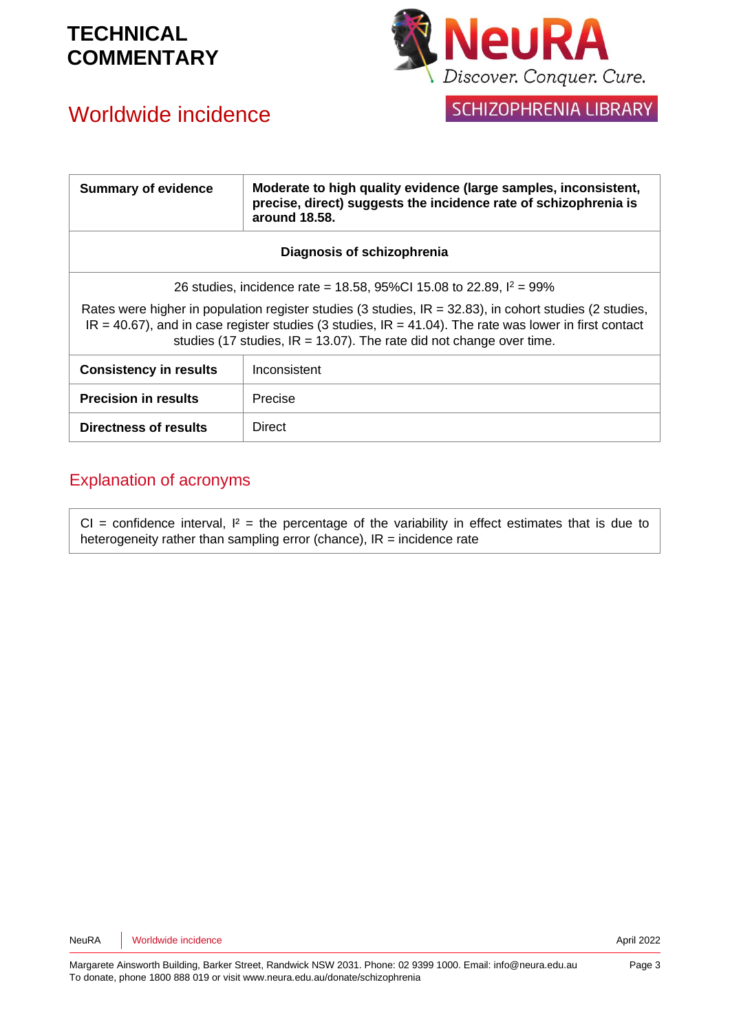# TECHNICAL COMMENTARY

## Worldwide incidence

| Summary of evidence | Moderate to high quality evidence (large samples, inconsistent, precise, direct) suggests the incidence rate of schizophrenia is around 18.58. |
|---|---|
| **Diagnosis of schizophrenia** | |
| 26 studies, incidence rate = 18.58, 95%CI 15.08 to 22.89, $I^2$ = 99%<br><br>Rates were higher in population register studies (3 studies, IR = 32.83), in cohort studies (2 studies, IR = 40.67), and in case register studies (3 studies, IR = 41.04). The rate was lower in first contact studies (17 studies, IR = 13.07). The rate did not change over time. | |
| **Consistency in results** | Inconsistent |
| **Precision in results** | Precise |
| **Directness of results** | Direct |

## Explanation of acronyms

CI = confidence interval, $I^2$ = the percentage of the variability in effect estimates that is due to heterogeneity rather than sampling error (chance), IR = incidence rate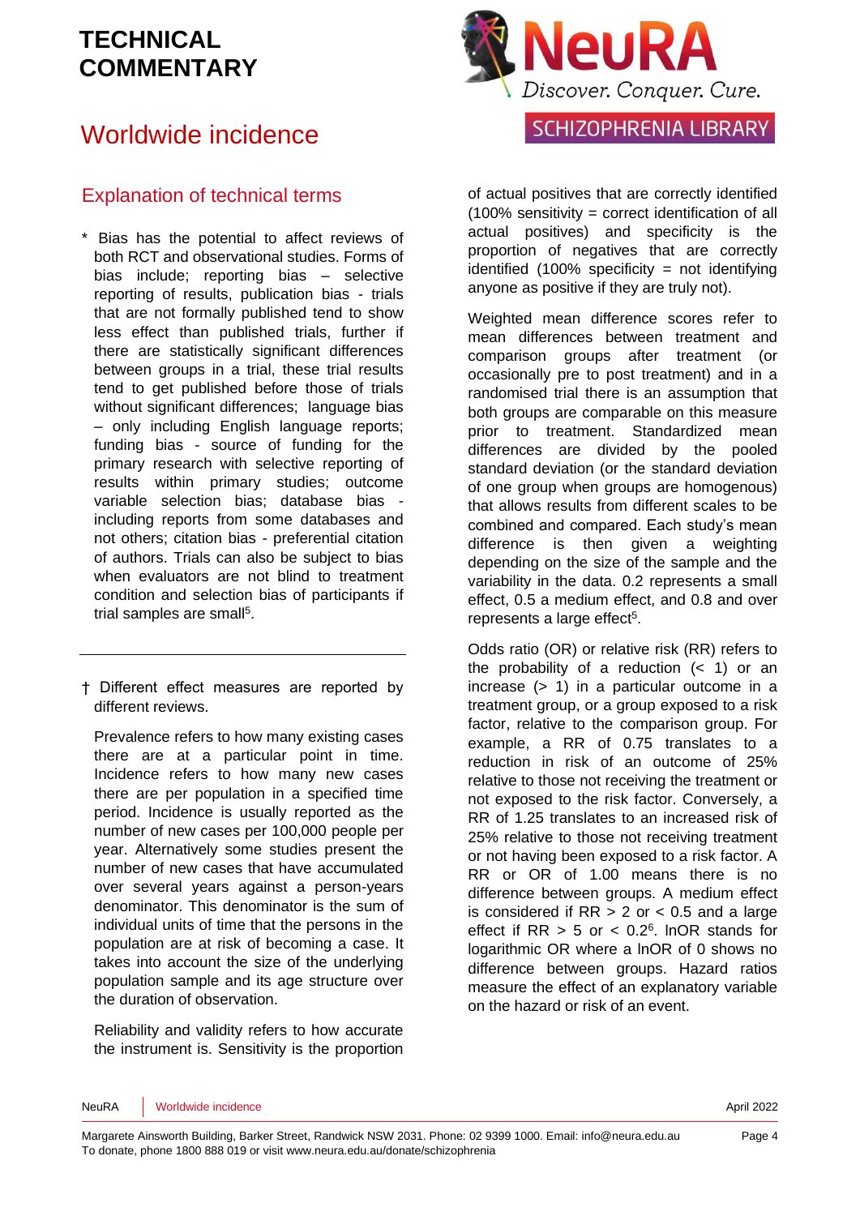# TECHNICAL COMMENTARY

# Worldwide incidence

## Explanation of technical terms

\* Bias has the potential to affect reviews of both RCT and observational studies. Forms of bias include; reporting bias – selective reporting of results, publication bias - trials that are not formally published tend to show less effect than published trials, further if there are statistically significant differences between groups in a trial, these trial results tend to get published before those of trials without significant differences; language bias – only including English language reports; funding bias - source of funding for the primary research with selective reporting of results within primary studies; outcome variable selection bias; database bias - including reports from some databases and not others; citation bias - preferential citation of authors. Trials can also be subject to bias when evaluators are not blind to treatment condition and selection bias of participants if trial samples are small[5].

---

† Different effect measures are reported by different reviews.

Prevalence refers to how many existing cases there are at a particular point in time. Incidence refers to how many new cases there are per population in a specified time period. Incidence is usually reported as the number of new cases per 100,000 people per year. Alternatively some studies present the number of new cases that have accumulated over several years against a person-years denominator. This denominator is the sum of individual units of time that the persons in the population are at risk of becoming a case. It takes into account the size of the underlying population sample and its age structure over the duration of observation.

Reliability and validity refers to how accurate the instrument is. Sensitivity is the proportion of actual positives that are correctly identified (100% sensitivity = correct identification of all actual positives) and specificity is the proportion of negatives that are correctly identified (100% specificity = not identifying anyone as positive if they are truly not).

Weighted mean difference scores refer to mean differences between treatment and comparison groups after treatment (or occasionally pre to post treatment) and in a randomised trial there is an assumption that both groups are comparable on this measure prior to treatment. Standardized mean differences are divided by the pooled standard deviation (or the standard deviation of one group when groups are homogenous) that allows results from different scales to be combined and compared. Each study's mean difference is then given a weighting depending on the size of the sample and the variability in the data. 0.2 represents a small effect, 0.5 a medium effect, and 0.8 and over represents a large effect[5].

Odds ratio (OR) or relative risk (RR) refers to the probability of a reduction (< 1) or an increase (> 1) in a particular outcome in a treatment group, or a group exposed to a risk factor, relative to the comparison group. For example, a RR of 0.75 translates to a reduction in risk of an outcome of 25% relative to those not receiving the treatment or not exposed to the risk factor. Conversely, a RR of 1.25 translates to an increased risk of 25% relative to those not receiving treatment or not having been exposed to a risk factor. A RR or OR of 1.00 means there is no difference between groups. A medium effect is considered if RR > 2 or < 0.5 and a large effect if RR > 5 or < 0.2[6]. lnOR stands for logarithmic OR where a lnOR of 0 shows no difference between groups. Hazard ratios measure the effect of an explanatory variable on the hazard or risk of an event.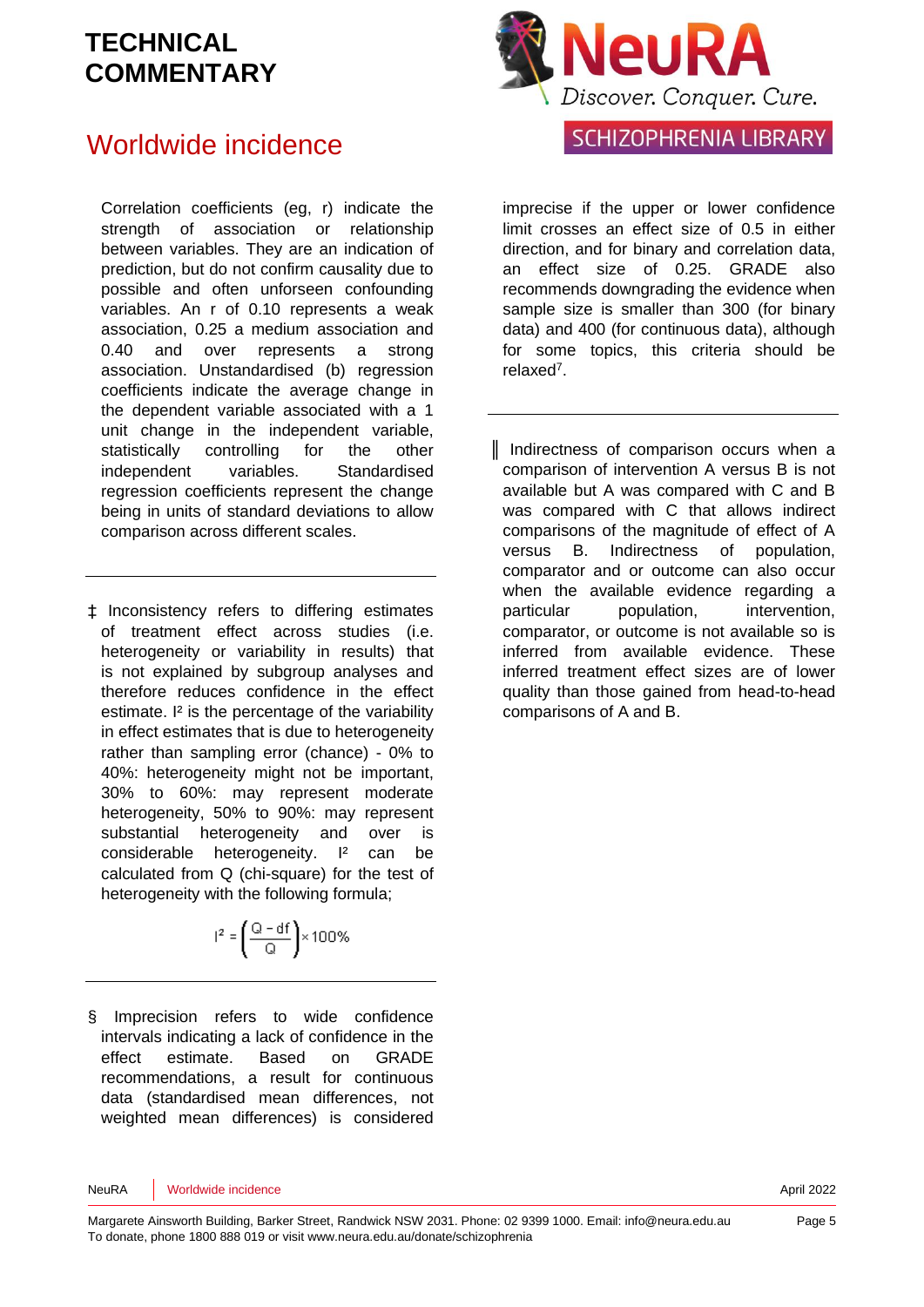Correlation coefficients (eg, r) indicate the strength of association or relationship between variables. They are an indication of prediction, but do not confirm causality due to possible and often unforseen confounding variables. An r of 0.10 represents a weak association, 0.25 a medium association and 0.40 and over represents a strong association. Unstandardised (b) regression coefficients indicate the average change in the dependent variable associated with a 1 unit change in the independent variable, statistically controlling for the other independent variables. Standardised regression coefficients represent the change being in units of standard deviations to allow comparison across different scales.

---

‡ Inconsistency refers to differing estimates of treatment effect across studies (i.e. heterogeneity or variability in results) that is not explained by subgroup analyses and therefore reduces confidence in the effect estimate. $I^2$ is the percentage of the variability in effect estimates that is due to heterogeneity rather than sampling error (chance) - 0% to 40%: heterogeneity might not be important, 30% to 60%: may represent moderate heterogeneity, 50% to 90%: may represent substantial heterogeneity and over is considerable heterogeneity. $I^2$ can be calculated from Q (chi-square) for the test of heterogeneity with the following formula;

$$I^2 = \left(\frac{Q - df}{Q}\right) \times 100\%$$

---

§ Imprecision refers to wide confidence intervals indicating a lack of confidence in the effect estimate. Based on GRADE recommendations, a result for continuous data (standardised mean differences, not weighted mean differences) is considered imprecise if the upper or lower confidence limit crosses an effect size of 0.5 in either direction, and for binary and correlation data, an effect size of 0.25. GRADE also recommends downgrading the evidence when sample size is smaller than 300 (for binary data) and 400 (for continuous data), although for some topics, this criteria should be relaxed[7].

---

‖ Indirectness of comparison occurs when a comparison of intervention A versus B is not available but A was compared with C and B was compared with C that allows indirect comparisons of the magnitude of effect of A versus B. Indirectness of population, comparator and or outcome can also occur when the available evidence regarding a particular population, intervention, comparator, or outcome is not available so is inferred from available evidence. These inferred treatment effect sizes are of lower quality than those gained from head-to-head comparisons of A and B.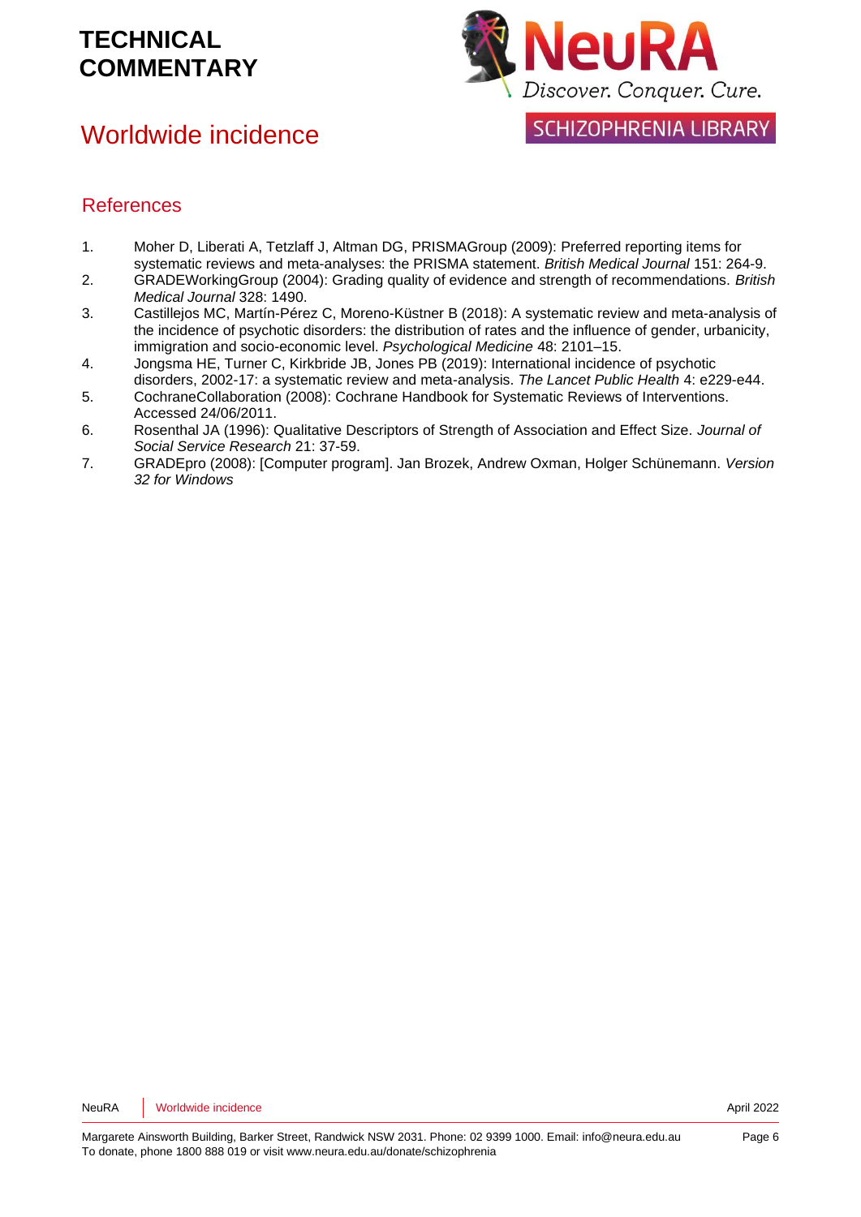# TECHNICAL COMMENTARY

# Worldwide incidence

## References

1. Moher D, Liberati A, Tetzlaff J, Altman DG, PRISMAGroup (2009): Preferred reporting items for systematic reviews and meta-analyses: the PRISMA statement. *British Medical Journal* 151: 264-9.
2. GRADEWorkingGroup (2004): Grading quality of evidence and strength of recommendations. *British Medical Journal* 328: 1490.
3. Castillejos MC, Martín-Pérez C, Moreno-Küstner B (2018): A systematic review and meta-analysis of the incidence of psychotic disorders: the distribution of rates and the influence of gender, urbanicity, immigration and socio-economic level. *Psychological Medicine* 48: 2101–15.
4. Jongsma HE, Turner C, Kirkbride JB, Jones PB (2019): International incidence of psychotic disorders, 2002-17: a systematic review and meta-analysis. *The Lancet Public Health* 4: e229-e44.
5. CochraneCollaboration (2008): Cochrane Handbook for Systematic Reviews of Interventions. Accessed 24/06/2011.
6. Rosenthal JA (1996): Qualitative Descriptors of Strength of Association and Effect Size. *Journal of Social Service Research* 21: 37-59.
7. GRADEpro (2008): [Computer program]. Jan Brozek, Andrew Oxman, Holger Schünemann. *Version 32 for Windows*